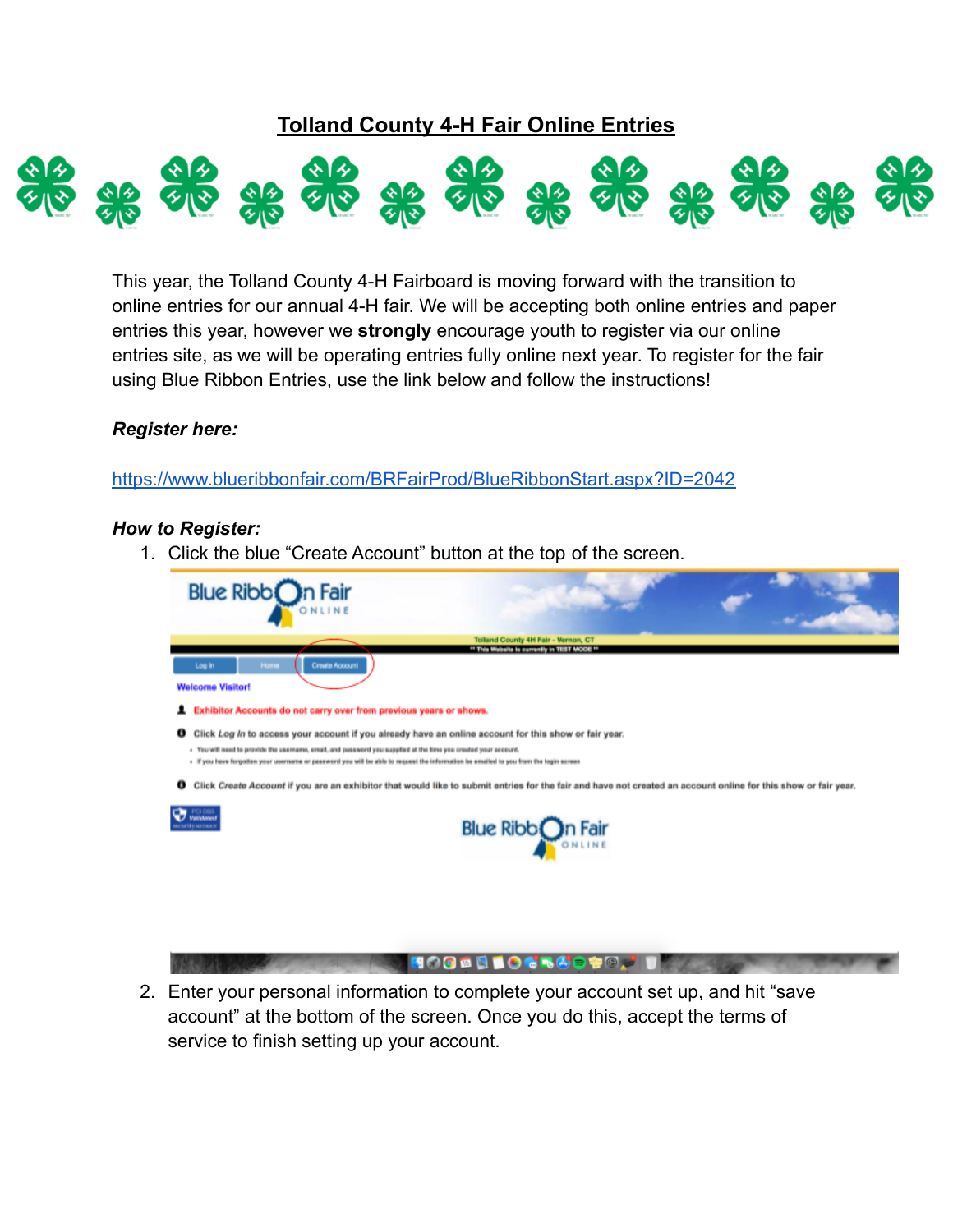# Tolland County 4-H Fair Online Entries

This year, the Tolland County 4-H Fairboard is moving forward with the transition to online entries for our annual 4-H fair. We will be accepting both online entries and paper entries this year, however we **strongly** encourage youth to register via our online entries site, as we will be operating entries fully online next year. To register for the fair using Blue Ribbon Entries, use the link below and follow the instructions!

***Register here:***

https://www.blueribbonfair.com/BRFairProd/BlueRibbonStart.aspx?ID=2042

***How to Register:***

1. Click the blue "Create Account" button at the top of the screen.

2. Enter your personal information to complete your account set up, and hit "save account" at the bottom of the screen. Once you do this, accept the terms of service to finish setting up your account.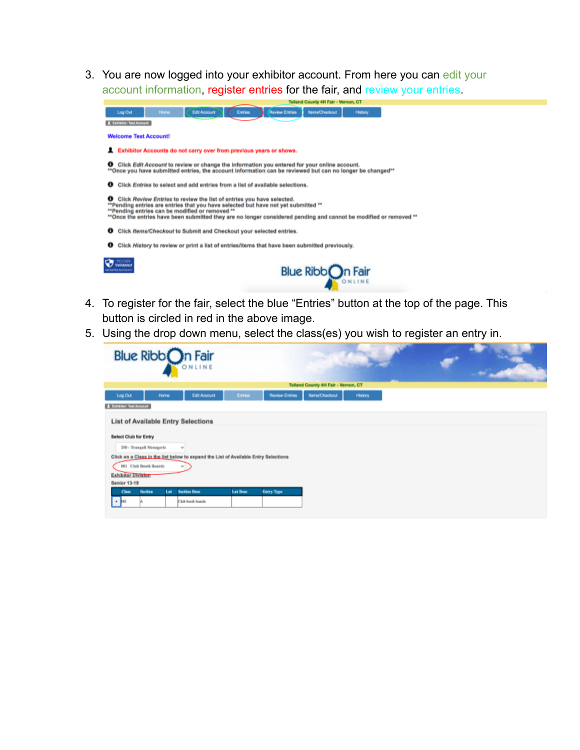3. You are now logged into your exhibitor account. From here you can edit your account information, register entries for the fair, and review your entries.

Tolland County 4H Fair - Vernon, CT

Log Out | Home | Edit Account | Entries | Review Entries | Items/Checkout | History

Exhibitor: Test Account

Welcome Test Account!

Exhibitor Accounts do not carry over from previous years or shows.

Click *Edit Account* to review or change the information you entered for your online account.
**Once you have submitted entries, the account information can be reviewed but can no longer be changed**

Click *Entries* to select and add entries from a list of available selections.

Click *Review Entries* to review the list of entries you have selected.
**Pending entries are entries that you have selected but have not yet submitted **
**Pending entries can be modified or removed **
**Once the entries have been submitted they are no longer considered pending and cannot be modified or removed **

Click *Items/Checkout* to Submit and Checkout your selected entries.

Click *History* to review or print a list of entries/items that have been submitted previously.

Blue Ribbon Fair ONLINE

4. To register for the fair, select the blue "Entries" button at the top of the page. This button is circled in red in the above image.
5. Using the drop down menu, select the class(es) you wish to register an entry in.

Blue Ribbon Fair ONLINE

Tolland County 4H Fair - Vernon, CT

Log Out | Home | Edit Account | Entries | Review Entries | Items/Checkout | History

Exhibitor: Test Account

List of Available Entry Selections

Select Club for Entry

150 - Tranquil Menagerie

Click on a Class in the list below to expand the List of Available Entry Selections

001 Club Booth Boards

Exhibitor Division

Senior 13-19

| | Class | Section | Lot | Section Desc | Lot Desc | Entry Type |
|---|---|---|---|---|---|---|
| + | 001 | A | | Club booth boards | | |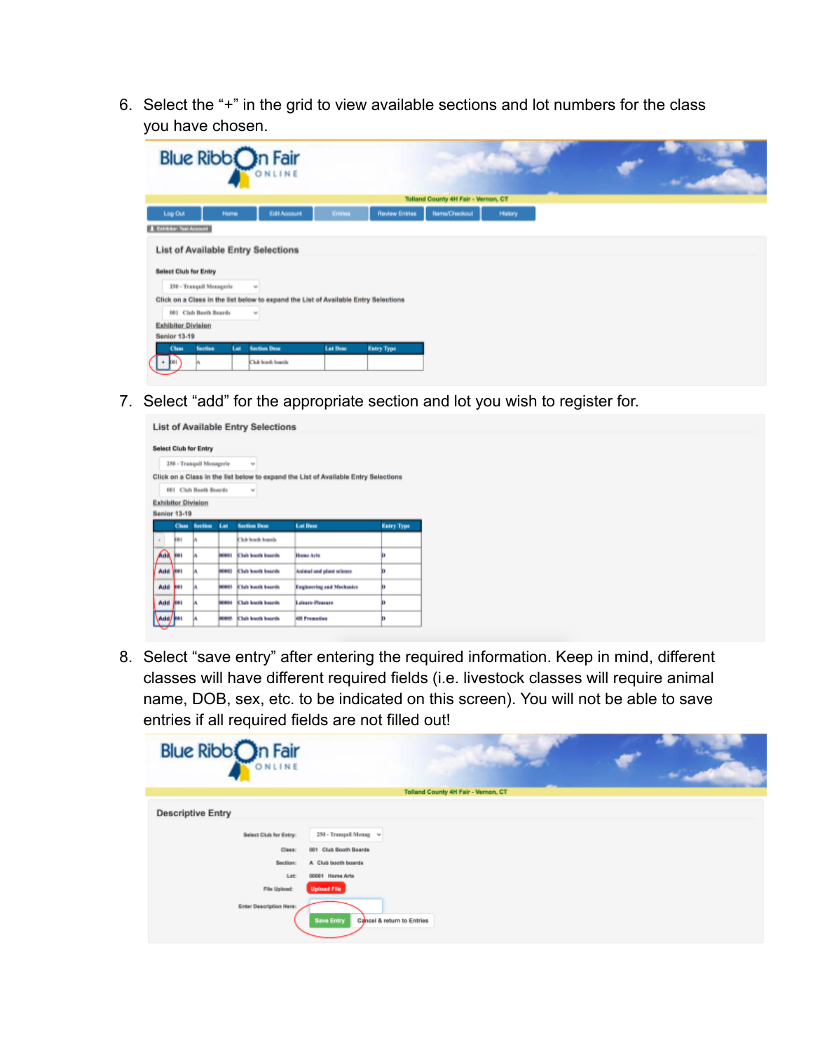6. Select the "+" in the grid to view available sections and lot numbers for the class you have chosen.

7. Select "add" for the appropriate section and lot you wish to register for.

8. Select "save entry" after entering the required information. Keep in mind, different classes will have different required fields (i.e. livestock classes will require animal name, DOB, sex, etc. to be indicated on this screen). You will not be able to save entries if all required fields are not filled out!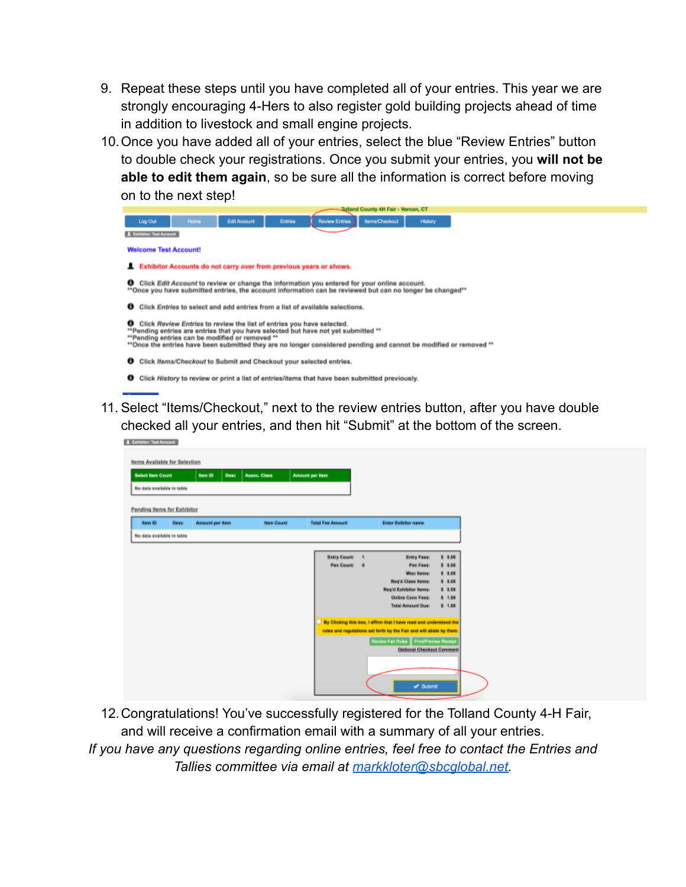9. Repeat these steps until you have completed all of your entries. This year we are strongly encouraging 4-Hers to also register gold building projects ahead of time in addition to livestock and small engine projects.
10. Once you have added all of your entries, select the blue "Review Entries" button to double check your registrations. Once you submit your entries, you **will not be able to edit them again**, so be sure all the information is correct before moving on to the next step!

Tolland County 4H Fair - Vernon, CT

Log Out | Home | Edit Account | Entries | Review Entries | Items/Checkout | History

Exhibitor: Test Account

Welcome Test Account!

Exhibitor Accounts do not carry over from previous years or shows.

Click *Edit Account* to review or change the information you entered for your online account.
**Once you have submitted entries, the account information can be reviewed but can no longer be changed**

Click *Entries* to select and add entries from a list of available selections.

Click *Review Entries* to review the list of entries you have selected.
**Pending entries are entries that you have selected but have not yet submitted **
**Pending entries can be modified or removed **
**Once the entries have been submitted they are no longer considered pending and cannot be modified or removed **

Click *Items/Checkout* to Submit and Checkout your selected entries.

Click *History* to review or print a list of entries/items that have been submitted previously.

11. Select "Items/Checkout," next to the review entries button, after you have double checked all your entries, and then hit "Submit" at the bottom of the screen.

Exhibitor: Test Account

Items Available for Selection

| Select Item Count | Item ID | Desc | Assoc. Class | Amount per Item |
|---|---|---|---|---|
| No data available in table | | | | |

Pending Items for Exhibitor

| Item ID | Desc | Amount per Item | Item Count | Total Fee Amount | Enter Exhibitor name |
|---|---|---|---|---|---|
| No data available in table | | | | | |

Entry Count: 1
Pen Count: 0

Entry Fees: $ 0.00
Pen Fees: $ 0.00
Misc Items: $ 0.00
Req'd Class Items: $ 0.00
Req'd Exhibitor Items: $ 0.00
Online Conv Fees: $ 1.00
Total Amount Due: $ 1.00

By Clicking this box, I affirm that I have read and understood the rules and regulations set forth by the Fair and will abide by them.

Review Fair Rules | Print/Preview Receipt

Optional Checkout Comment

Submit

12. Congratulations! You've successfully registered for the Tolland County 4-H Fair, and will receive a confirmation email with a summary of all your entries.

*If you have any questions regarding online entries, feel free to contact the Entries and Tallies committee via email at* [*markkloter@sbcglobal.net*](mailto:markkloter@sbcglobal.net).